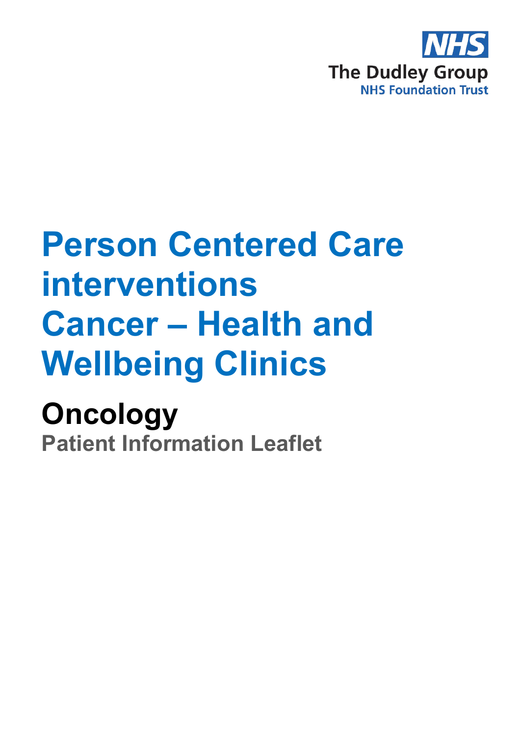The Dudley Group
NHS Foundation Trust

# Person Centered Care interventions Cancer – Health and Wellbeing Clinics

## Oncology

### Patient Information Leaflet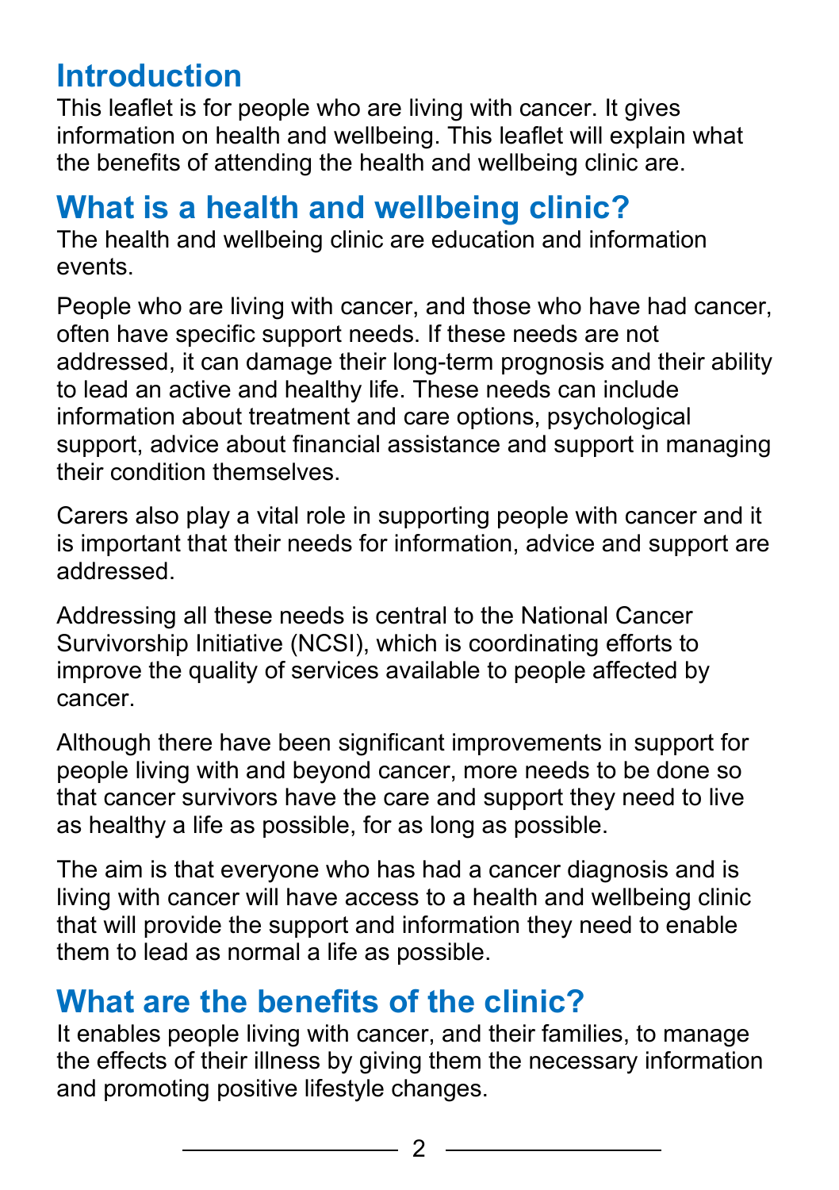## Introduction

This leaflet is for people who are living with cancer. It gives information on health and wellbeing. This leaflet will explain what the benefits of attending the health and wellbeing clinic are.

## What is a health and wellbeing clinic?

The health and wellbeing clinic are education and information events.

People who are living with cancer, and those who have had cancer, often have specific support needs. If these needs are not addressed, it can damage their long-term prognosis and their ability to lead an active and healthy life. These needs can include information about treatment and care options, psychological support, advice about financial assistance and support in managing their condition themselves.

Carers also play a vital role in supporting people with cancer and it is important that their needs for information, advice and support are addressed.

Addressing all these needs is central to the National Cancer Survivorship Initiative (NCSI), which is coordinating efforts to improve the quality of services available to people affected by cancer.

Although there have been significant improvements in support for people living with and beyond cancer, more needs to be done so that cancer survivors have the care and support they need to live as healthy a life as possible, for as long as possible.

The aim is that everyone who has had a cancer diagnosis and is living with cancer will have access to a health and wellbeing clinic that will provide the support and information they need to enable them to lead as normal a life as possible.

## What are the benefits of the clinic?

It enables people living with cancer, and their families, to manage the effects of their illness by giving them the necessary information and promoting positive lifestyle changes.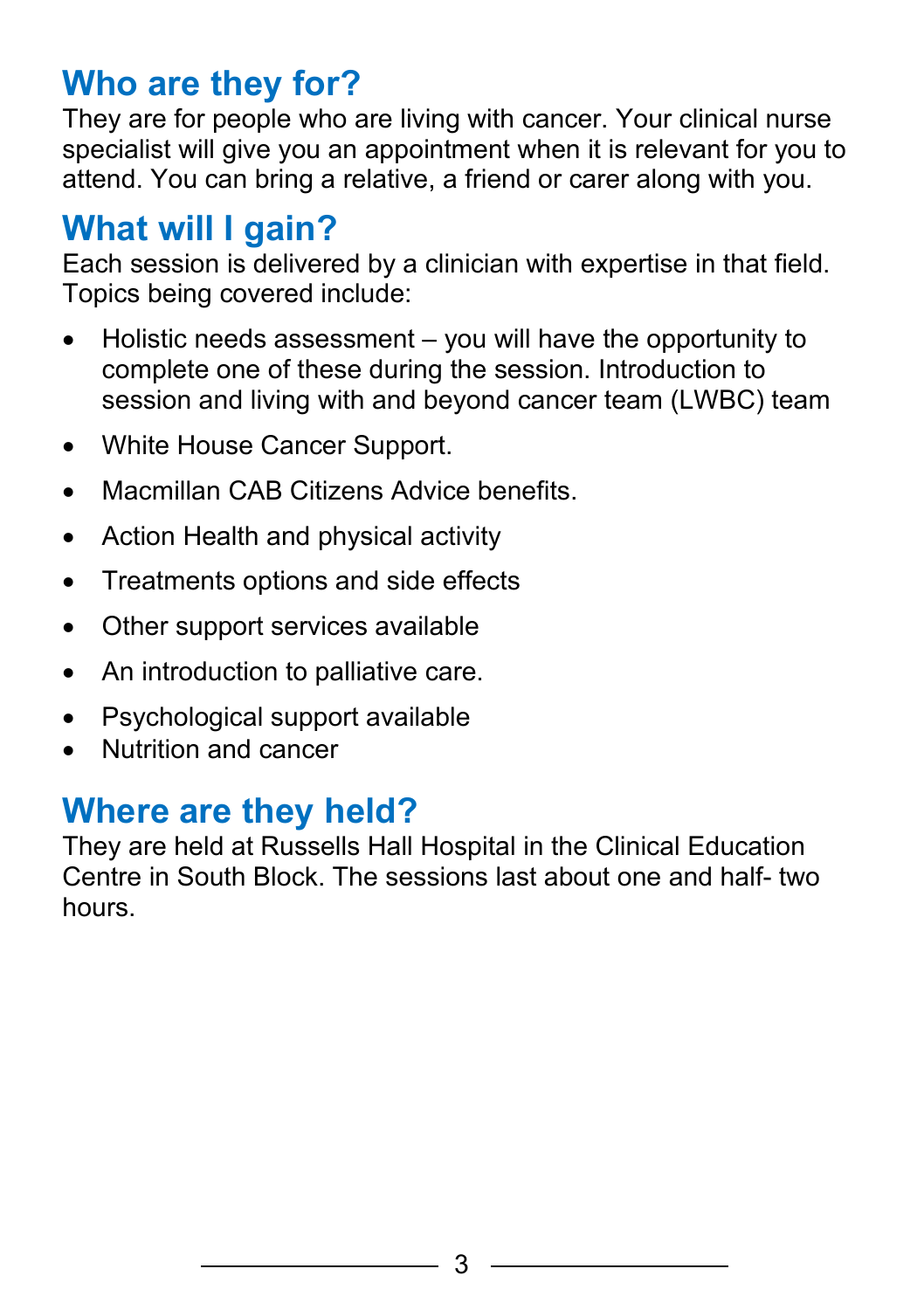## Who are they for?

They are for people who are living with cancer. Your clinical nurse specialist will give you an appointment when it is relevant for you to attend. You can bring a relative, a friend or carer along with you.

## What will I gain?

Each session is delivered by a clinician with expertise in that field. Topics being covered include:

- Holistic needs assessment – you will have the opportunity to complete one of these during the session. Introduction to session and living with and beyond cancer team (LWBC) team
- White House Cancer Support.
- Macmillan CAB Citizens Advice benefits.
- Action Health and physical activity
- Treatments options and side effects
- Other support services available
- An introduction to palliative care.
- Psychological support available
- Nutrition and cancer

## Where are they held?

They are held at Russells Hall Hospital in the Clinical Education Centre in South Block. The sessions last about one and half- two hours.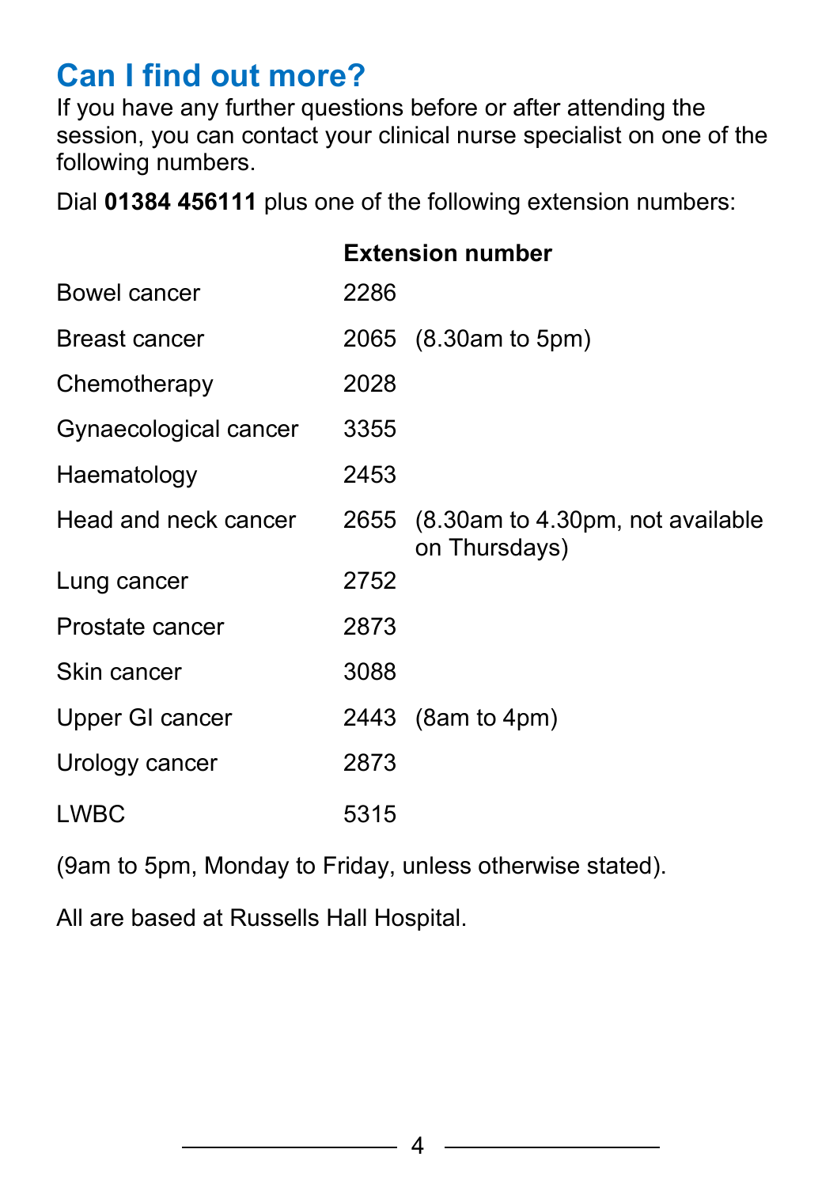## Can I find out more?

If you have any further questions before or after attending the session, you can contact your clinical nurse specialist on one of the following numbers.

Dial **01384 456111** plus one of the following extension numbers:

| | **Extension number** | |
|---|---|---|
| Bowel cancer | 2286 | |
| Breast cancer | 2065 | (8.30am to 5pm) |
| Chemotherapy | 2028 | |
| Gynaecological cancer | 3355 | |
| Haematology | 2453 | |
| Head and neck cancer | 2655 | (8.30am to 4.30pm, not available on Thursdays) |
| Lung cancer | 2752 | |
| Prostate cancer | 2873 | |
| Skin cancer | 3088 | |
| Upper GI cancer | 2443 | (8am to 4pm) |
| Urology cancer | 2873 | |
| LWBC | 5315 | |

(9am to 5pm, Monday to Friday, unless otherwise stated).

All are based at Russells Hall Hospital.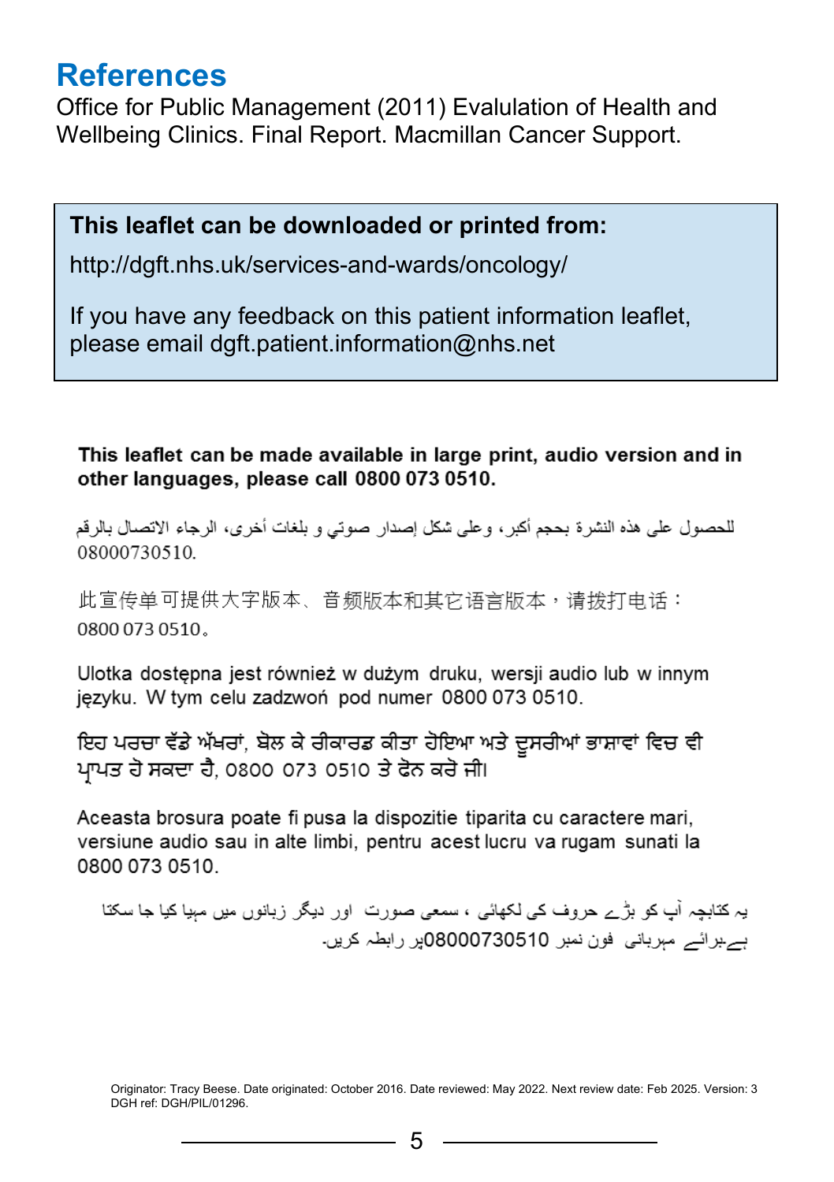## References

Office for Public Management (2011) Evalulation of Health and Wellbeing Clinics. Final Report. Macmillan Cancer Support.

**This leaflet can be downloaded or printed from:**

http://dgft.nhs.uk/services-and-wards/oncology/

If you have any feedback on this patient information leaflet, please email dgft.patient.information@nhs.net

**This leaflet can be made available in large print, audio version and in other languages, please call 0800 073 0510.**

للحصول على هذه النشرة بحجم أكبر، وعلى شكل إصدار صوتي و بلغات أخرى، الرجاء الاتصال بالرقم 08000730510.

此宣传单可提供大字版本、音频版本和其它语言版本，请拨打电话：0800 073 0510。

Ulotka dostępna jest również w dużym druku, wersji audio lub w innym języku. W tym celu zadzwoń pod numer 0800 073 0510.

ਇਹ ਪਰਚਾ ਵੱਡੇ ਅੱਖਰਾਂ, ਬੋਲ ਕੇ ਰੀਕਾਰਡ ਕੀਤਾ ਹੋਇਆ ਅਤੇ ਦੂਸਰੀਆਂ ਭਾਸ਼ਾਵਾਂ ਵਿਚ ਵੀ ਪ੍ਰਾਪਤ ਹੋ ਸਕਦਾ ਹੈ, 0800 073 0510 ਤੇ ਫੋਨ ਕਰੋ ਜੀ।

Aceasta brosura poate fi pusa la dispozitie tiparita cu caractere mari, versiune audio sau in alte limbi, pentru acest lucru va rugam sunati la 0800 073 0510.

یہ کتابچہ آپ کو بڑے حروف کی لکھائی ، سمعی صورت اور دیگر زبانوں میں مہیا کیا جا سکتا ہے۔برائے مہربانی فون نمبر 08000730510پر رابطہ کریں۔

Originator: Tracy Beese. Date originated: October 2016. Date reviewed: May 2022. Next review date: Feb 2025. Version: 3 DGH ref: DGH/PIL/01296.